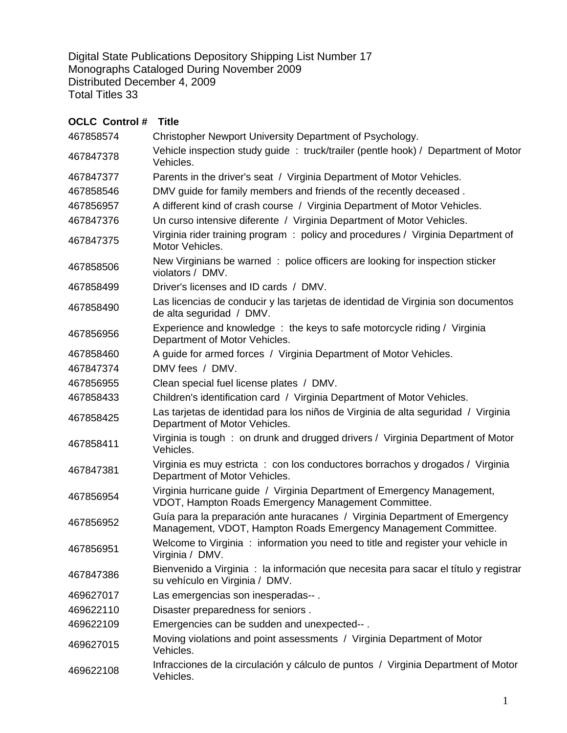Digital State Publications Depository Shipping List Number 17
Monographs Cataloged During November 2009
Distributed December 4, 2009
Total Titles 33

| OCLC Control # | Title |
| --- | --- |
| 467858574 | Christopher Newport University Department of Psychology. |
| 467847378 | Vehicle inspection study guide : truck/trailer (pentle hook) / Department of Motor Vehicles. |
| 467847377 | Parents in the driver's seat / Virginia Department of Motor Vehicles. |
| 467858546 | DMV guide for family members and friends of the recently deceased . |
| 467856957 | A different kind of crash course / Virginia Department of Motor Vehicles. |
| 467847376 | Un curso intensive diferente / Virginia Department of Motor Vehicles. |
| 467847375 | Virginia rider training program : policy and procedures / Virginia Department of Motor Vehicles. |
| 467858506 | New Virginians be warned : police officers are looking for inspection sticker violators / DMV. |
| 467858499 | Driver's licenses and ID cards / DMV. |
| 467858490 | Las licencias de conducir y las tarjetas de identidad de Virginia son documentos de alta seguridad / DMV. |
| 467856956 | Experience and knowledge : the keys to safe motorcycle riding / Virginia Department of Motor Vehicles. |
| 467858460 | A guide for armed forces / Virginia Department of Motor Vehicles. |
| 467847374 | DMV fees / DMV. |
| 467856955 | Clean special fuel license plates / DMV. |
| 467858433 | Children's identification card / Virginia Department of Motor Vehicles. |
| 467858425 | Las tarjetas de identidad para los niños de Virginia de alta seguridad / Virginia Department of Motor Vehicles. |
| 467858411 | Virginia is tough : on drunk and drugged drivers / Virginia Department of Motor Vehicles. |
| 467847381 | Virginia es muy estricta : con los conductores borrachos y drogados / Virginia Department of Motor Vehicles. |
| 467856954 | Virginia hurricane guide / Virginia Department of Emergency Management, VDOT, Hampton Roads Emergency Management Committee. |
| 467856952 | Guía para la preparación ante huracanes / Virginia Department of Emergency Management, VDOT, Hampton Roads Emergency Management Committee. |
| 467856951 | Welcome to Virginia : information you need to title and register your vehicle in Virginia / DMV. |
| 467847386 | Bienvenido a Virginia : la información que necesita para sacar el título y registrar su vehículo en Virginia / DMV. |
| 469627017 | Las emergencias son inesperadas-- . |
| 469622110 | Disaster preparedness for seniors . |
| 469622109 | Emergencies can be sudden and unexpected-- . |
| 469627015 | Moving violations and point assessments / Virginia Department of Motor Vehicles. |
| 469622108 | Infracciones de la circulación y cálculo de puntos / Virginia Department of Motor Vehicles. |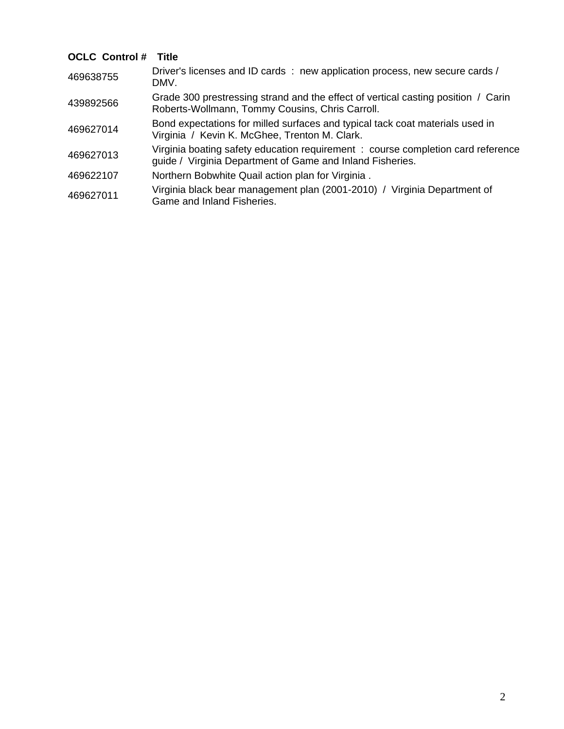| OCLC Control # | Title |
|---|---|
| 469638755 | Driver's licenses and ID cards : new application process, new secure cards / DMV. |
| 439892566 | Grade 300 prestressing strand and the effect of vertical casting position / Carin Roberts-Wollmann, Tommy Cousins, Chris Carroll. |
| 469627014 | Bond expectations for milled surfaces and typical tack coat materials used in Virginia / Kevin K. McGhee, Trenton M. Clark. |
| 469627013 | Virginia boating safety education requirement : course completion card reference guide / Virginia Department of Game and Inland Fisheries. |
| 469622107 | Northern Bobwhite Quail action plan for Virginia . |
| 469627011 | Virginia black bear management plan (2001-2010) / Virginia Department of Game and Inland Fisheries. |